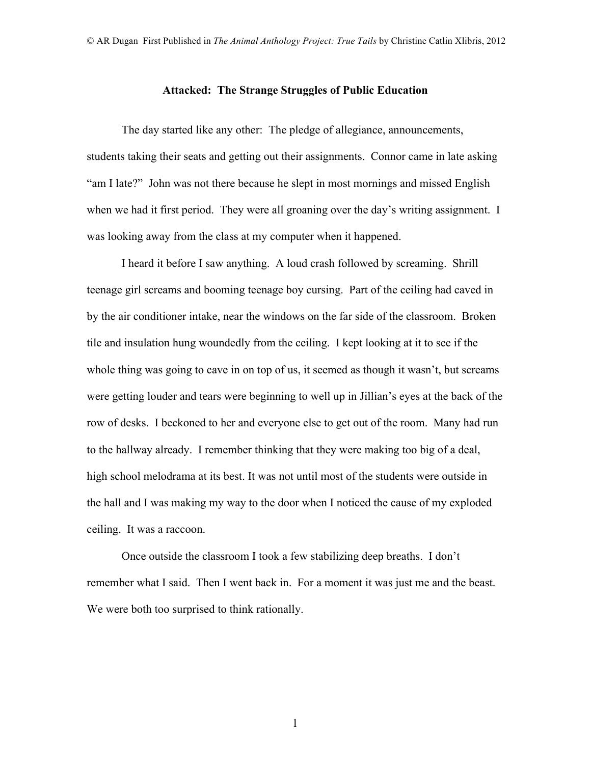© AR Dugan First Published in *The Animal Anthology Project: True Tails* by Christine Catlin Xlibris, 2012

# Attacked: The Strange Struggles of Public Education

The day started like any other: The pledge of allegiance, announcements, students taking their seats and getting out their assignments. Connor came in late asking "am I late?" John was not there because he slept in most mornings and missed English when we had it first period. They were all groaning over the day's writing assignment. I was looking away from the class at my computer when it happened.

I heard it before I saw anything. A loud crash followed by screaming. Shrill teenage girl screams and booming teenage boy cursing. Part of the ceiling had caved in by the air conditioner intake, near the windows on the far side of the classroom. Broken tile and insulation hung woundedly from the ceiling. I kept looking at it to see if the whole thing was going to cave in on top of us, it seemed as though it wasn't, but screams were getting louder and tears were beginning to well up in Jillian's eyes at the back of the row of desks. I beckoned to her and everyone else to get out of the room. Many had run to the hallway already. I remember thinking that they were making too big of a deal, high school melodrama at its best. It was not until most of the students were outside in the hall and I was making my way to the door when I noticed the cause of my exploded ceiling. It was a raccoon.

Once outside the classroom I took a few stabilizing deep breaths. I don't remember what I said. Then I went back in. For a moment it was just me and the beast. We were both too surprised to think rationally.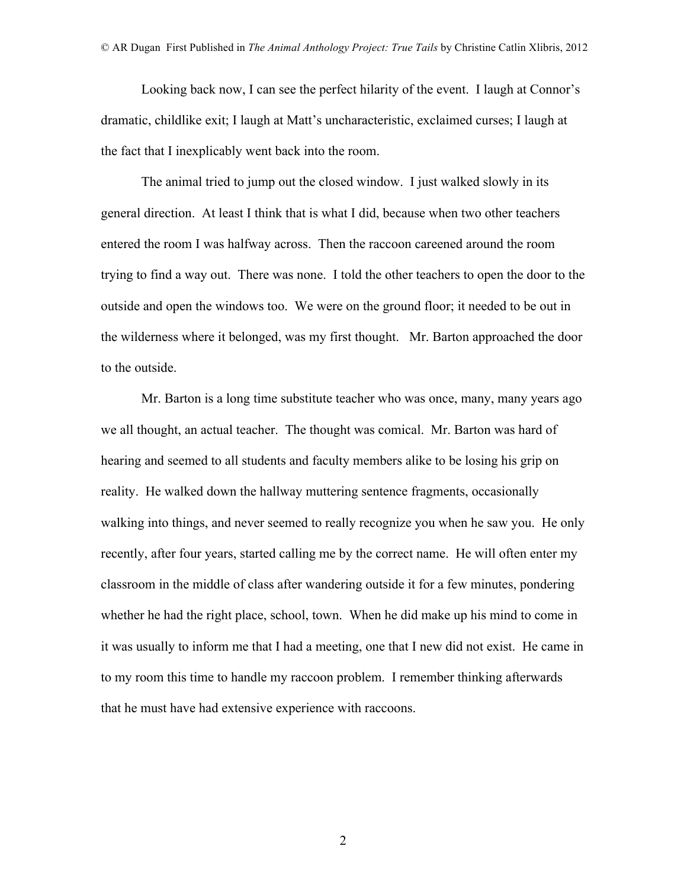Looking back now, I can see the perfect hilarity of the event. I laugh at Connor's dramatic, childlike exit; I laugh at Matt's uncharacteristic, exclaimed curses; I laugh at the fact that I inexplicably went back into the room.

The animal tried to jump out the closed window. I just walked slowly in its general direction. At least I think that is what I did, because when two other teachers entered the room I was halfway across. Then the raccoon careened around the room trying to find a way out. There was none. I told the other teachers to open the door to the outside and open the windows too. We were on the ground floor; it needed to be out in the wilderness where it belonged, was my first thought. Mr. Barton approached the door to the outside.

Mr. Barton is a long time substitute teacher who was once, many, many years ago we all thought, an actual teacher. The thought was comical. Mr. Barton was hard of hearing and seemed to all students and faculty members alike to be losing his grip on reality. He walked down the hallway muttering sentence fragments, occasionally walking into things, and never seemed to really recognize you when he saw you. He only recently, after four years, started calling me by the correct name. He will often enter my classroom in the middle of class after wandering outside it for a few minutes, pondering whether he had the right place, school, town. When he did make up his mind to come in it was usually to inform me that I had a meeting, one that I new did not exist. He came in to my room this time to handle my raccoon problem. I remember thinking afterwards that he must have had extensive experience with raccoons.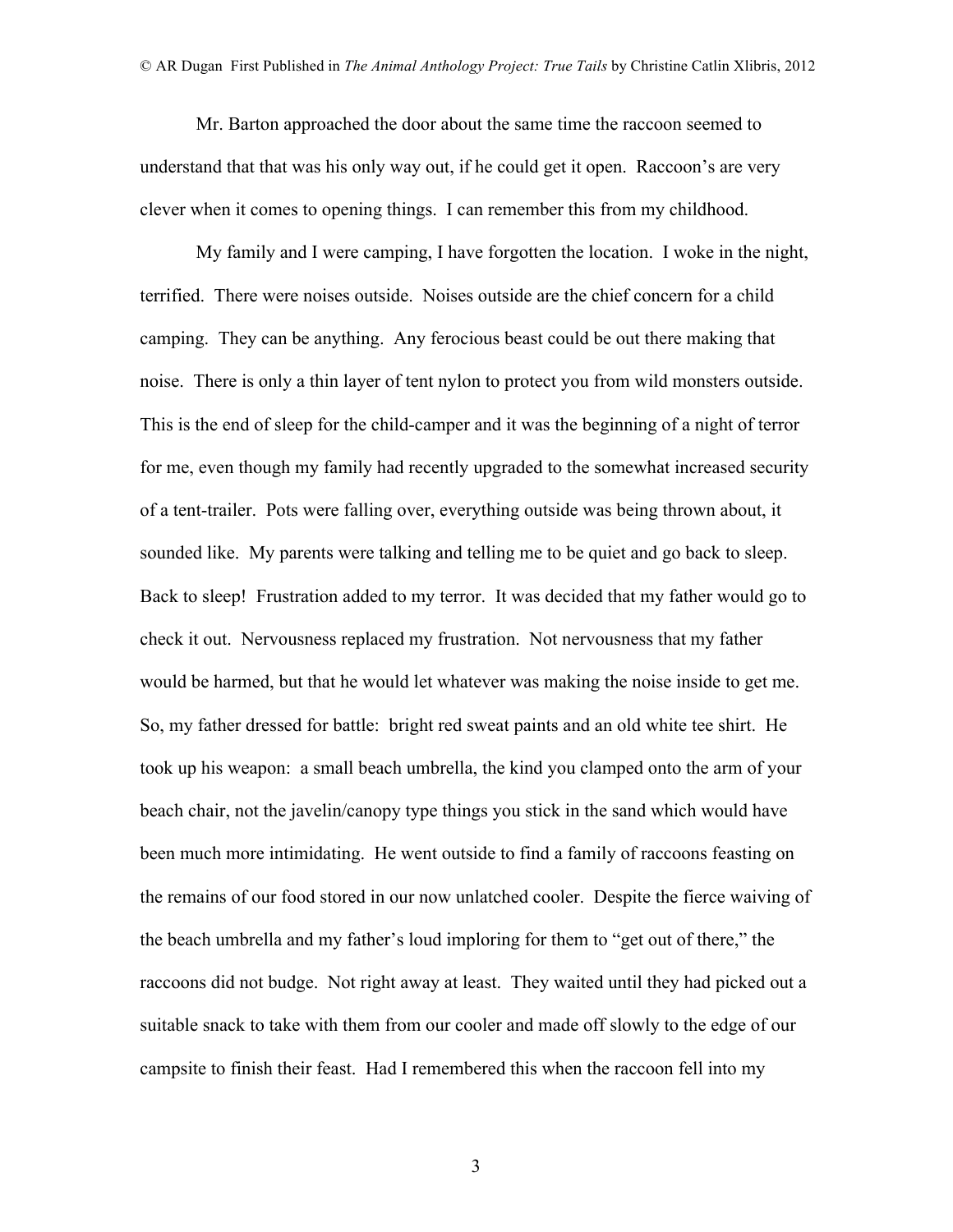Mr. Barton approached the door about the same time the raccoon seemed to understand that that was his only way out, if he could get it open. Raccoon's are very clever when it comes to opening things. I can remember this from my childhood.

My family and I were camping, I have forgotten the location. I woke in the night, terrified. There were noises outside. Noises outside are the chief concern for a child camping. They can be anything. Any ferocious beast could be out there making that noise. There is only a thin layer of tent nylon to protect you from wild monsters outside. This is the end of sleep for the child-camper and it was the beginning of a night of terror for me, even though my family had recently upgraded to the somewhat increased security of a tent-trailer. Pots were falling over, everything outside was being thrown about, it sounded like. My parents were talking and telling me to be quiet and go back to sleep. Back to sleep! Frustration added to my terror. It was decided that my father would go to check it out. Nervousness replaced my frustration. Not nervousness that my father would be harmed, but that he would let whatever was making the noise inside to get me. So, my father dressed for battle: bright red sweat paints and an old white tee shirt. He took up his weapon: a small beach umbrella, the kind you clamped onto the arm of your beach chair, not the javelin/canopy type things you stick in the sand which would have been much more intimidating. He went outside to find a family of raccoons feasting on the remains of our food stored in our now unlatched cooler. Despite the fierce waiving of the beach umbrella and my father's loud imploring for them to "get out of there," the raccoons did not budge. Not right away at least. They waited until they had picked out a suitable snack to take with them from our cooler and made off slowly to the edge of our campsite to finish their feast. Had I remembered this when the raccoon fell into my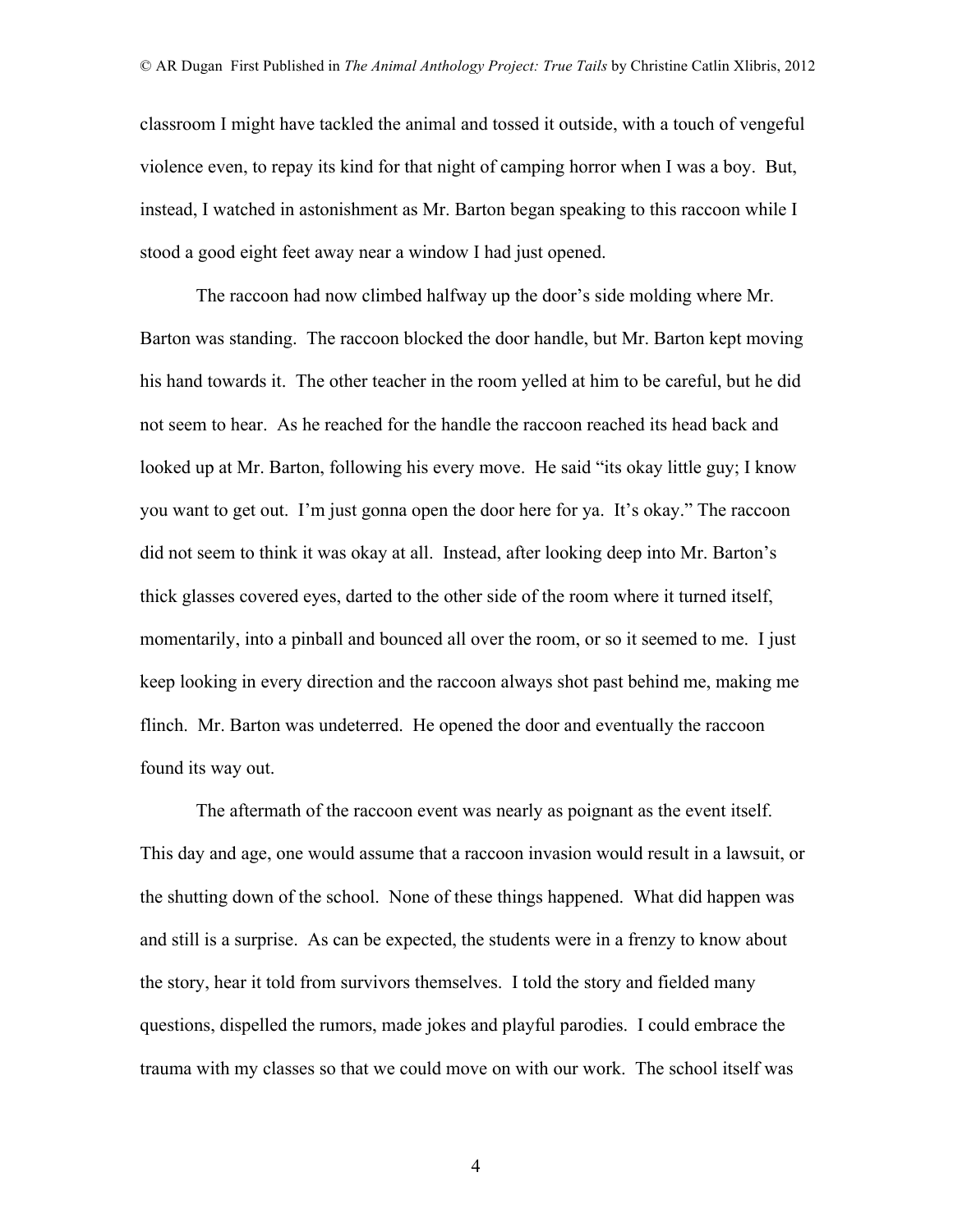classroom I might have tackled the animal and tossed it outside, with a touch of vengeful violence even, to repay its kind for that night of camping horror when I was a boy. But, instead, I watched in astonishment as Mr. Barton began speaking to this raccoon while I stood a good eight feet away near a window I had just opened.

The raccoon had now climbed halfway up the door's side molding where Mr. Barton was standing. The raccoon blocked the door handle, but Mr. Barton kept moving his hand towards it. The other teacher in the room yelled at him to be careful, but he did not seem to hear. As he reached for the handle the raccoon reached its head back and looked up at Mr. Barton, following his every move. He said "its okay little guy; I know you want to get out. I'm just gonna open the door here for ya. It's okay." The raccoon did not seem to think it was okay at all. Instead, after looking deep into Mr. Barton's thick glasses covered eyes, darted to the other side of the room where it turned itself, momentarily, into a pinball and bounced all over the room, or so it seemed to me. I just keep looking in every direction and the raccoon always shot past behind me, making me flinch. Mr. Barton was undeterred. He opened the door and eventually the raccoon found its way out.

The aftermath of the raccoon event was nearly as poignant as the event itself. This day and age, one would assume that a raccoon invasion would result in a lawsuit, or the shutting down of the school. None of these things happened. What did happen was and still is a surprise. As can be expected, the students were in a frenzy to know about the story, hear it told from survivors themselves. I told the story and fielded many questions, dispelled the rumors, made jokes and playful parodies. I could embrace the trauma with my classes so that we could move on with our work. The school itself was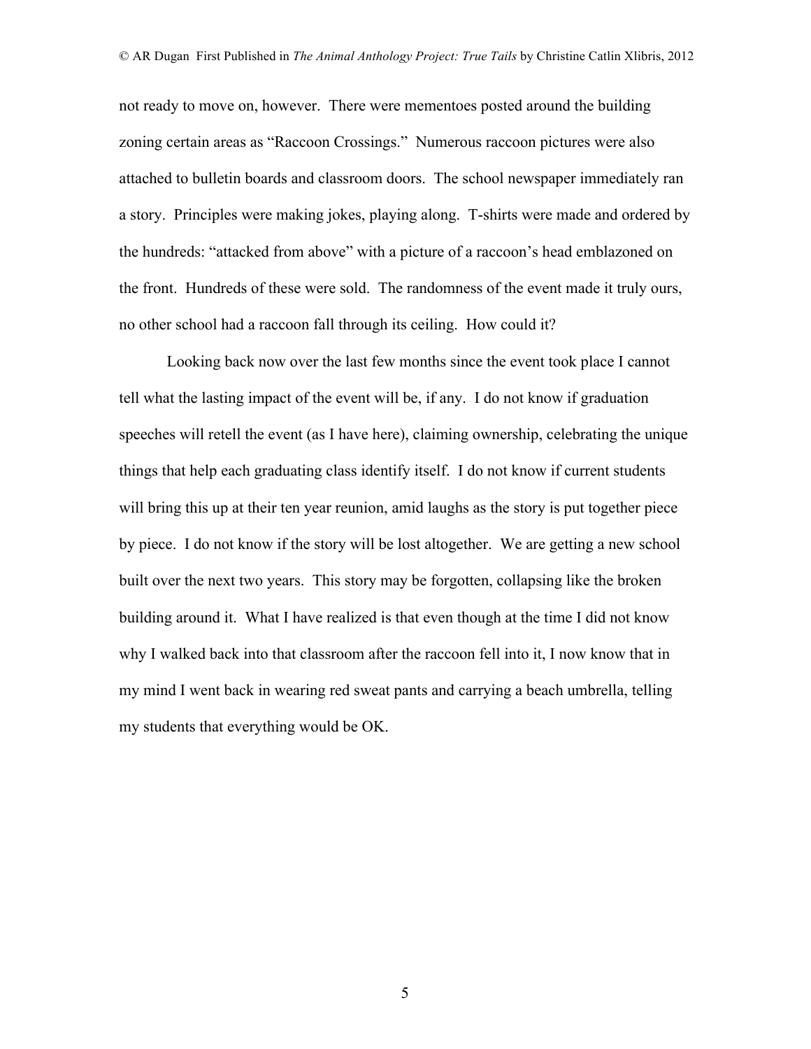not ready to move on, however. There were mementoes posted around the building zoning certain areas as "Raccoon Crossings." Numerous raccoon pictures were also attached to bulletin boards and classroom doors. The school newspaper immediately ran a story. Principles were making jokes, playing along. T-shirts were made and ordered by the hundreds: "attacked from above" with a picture of a raccoon's head emblazoned on the front. Hundreds of these were sold. The randomness of the event made it truly ours, no other school had a raccoon fall through its ceiling. How could it?

Looking back now over the last few months since the event took place I cannot tell what the lasting impact of the event will be, if any. I do not know if graduation speeches will retell the event (as I have here), claiming ownership, celebrating the unique things that help each graduating class identify itself. I do not know if current students will bring this up at their ten year reunion, amid laughs as the story is put together piece by piece. I do not know if the story will be lost altogether. We are getting a new school built over the next two years. This story may be forgotten, collapsing like the broken building around it. What I have realized is that even though at the time I did not know why I walked back into that classroom after the raccoon fell into it, I now know that in my mind I went back in wearing red sweat pants and carrying a beach umbrella, telling my students that everything would be OK.